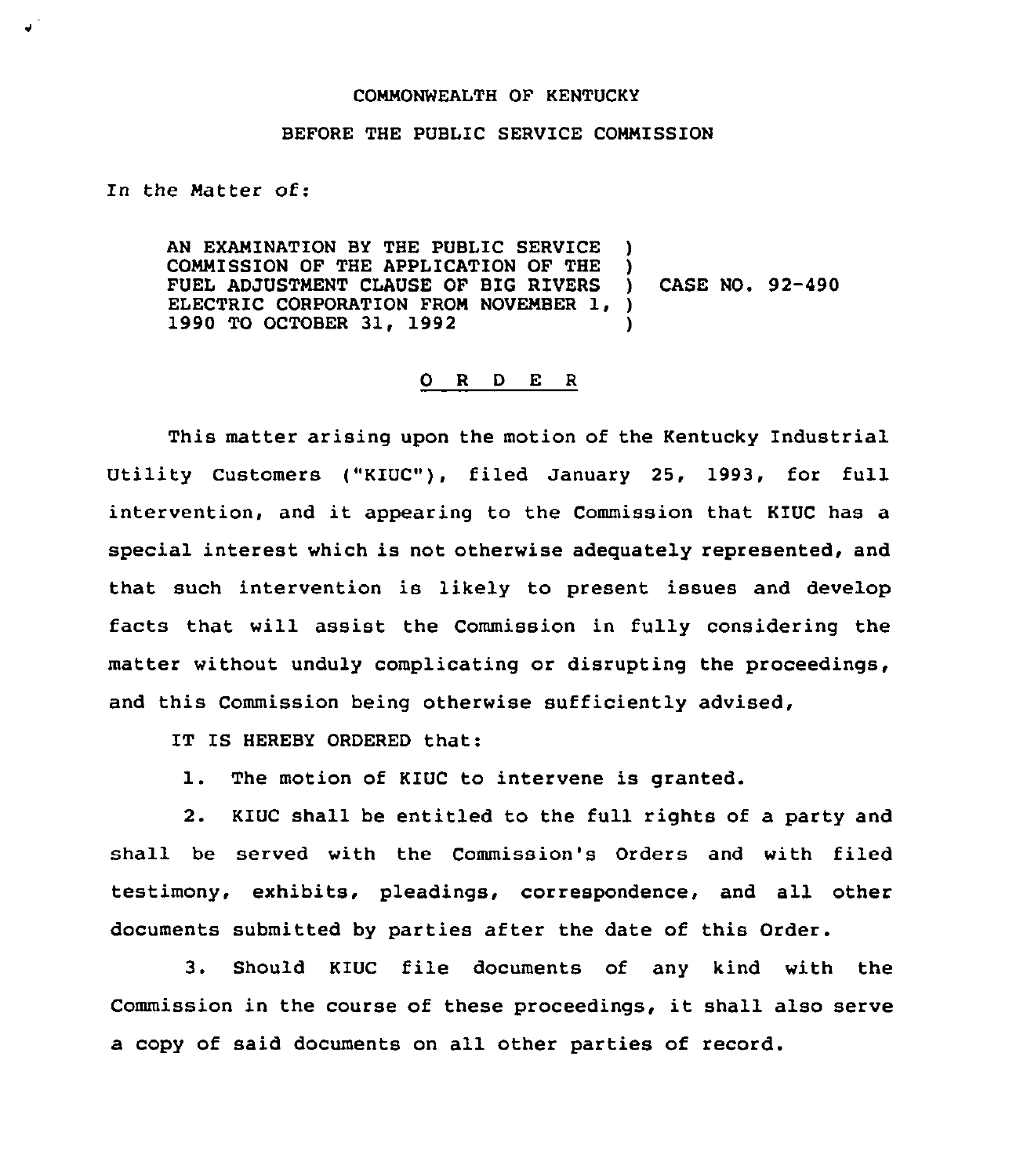COMMONWEALTH OF KENTUCKY

BEFORE THE PUBLIC SERVICE COMMISSION

In the Matter of:

AN EXAMINATION BY THE PUBLIC SERVICE )
COMMISSION OF THE APPLICATION OF THE )
FUEL ADJUSTMENT CLAUSE OF BIG RIVERS ) CASE NO. 92-490
ELECTRIC CORPORATION FROM NOVEMBER 1, )
1990 TO OCTOBER 31, 1992 )

O R D E R

This matter arising upon the motion of the Kentucky Industrial Utility Customers ("KIUC"), filed January 25, 1993, for full intervention, and it appearing to the Commission that KIUC has a special interest which is not otherwise adequately represented, and that such intervention is likely to present issues and develop facts that will assist the Commission in fully considering the matter without unduly complicating or disrupting the proceedings, and this Commission being otherwise sufficiently advised,

IT IS HEREBY ORDERED that:

1. The motion of KIUC to intervene is granted.

2. KIUC shall be entitled to the full rights of a party and shall be served with the Commission's Orders and with filed testimony, exhibits, pleadings, correspondence, and all other documents submitted by parties after the date of this Order.

3. Should KIUC file documents of any kind with the Commission in the course of these proceedings, it shall also serve a copy of said documents on all other parties of record.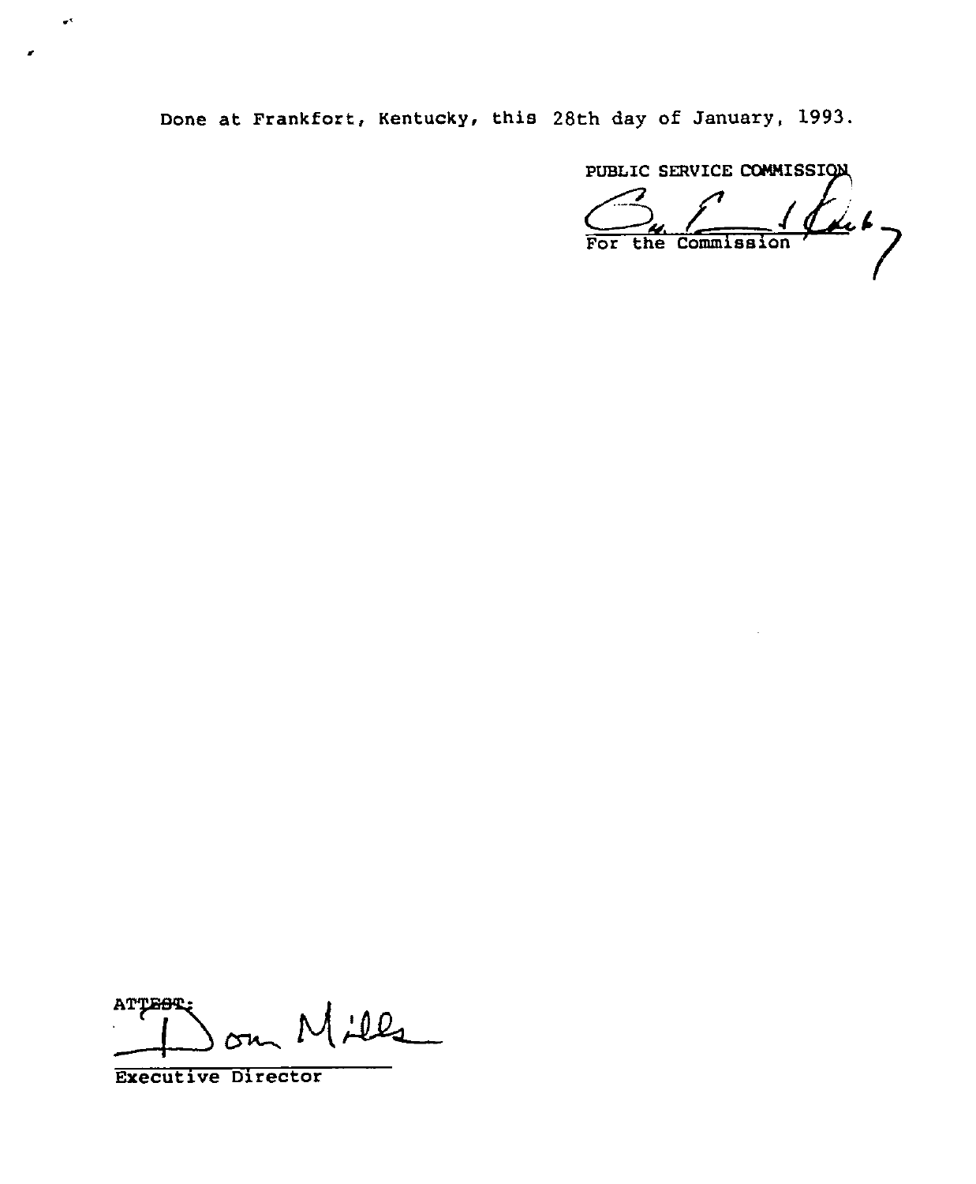Done at Frankfort, Kentucky, this 28th day of January, 1993.

PUBLIC SERVICE COMMISSION

For the Commission

ATTEST:

Executive Director